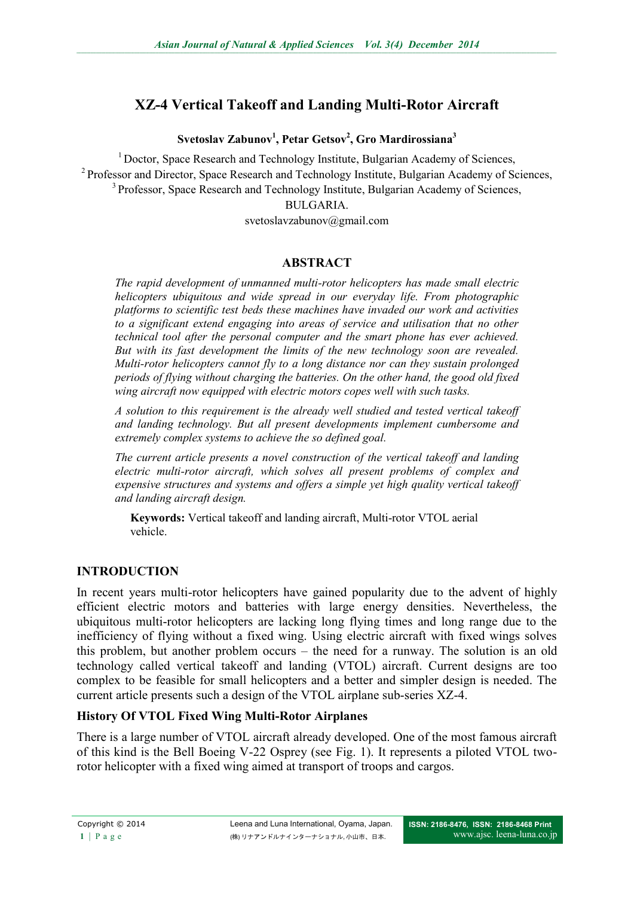# XZ-4 Vertical Takeoff and Landing Multi-Rotor Aircraft

**Svetoslav Zabunov[1], Petar Getsov[2], Gro Mardirossiana[3]**

[1] Doctor, Space Research and Technology Institute, Bulgarian Academy of Sciences,
[2] Professor and Director, Space Research and Technology Institute, Bulgarian Academy of Sciences,
[3] Professor, Space Research and Technology Institute, Bulgarian Academy of Sciences,
BULGARIA.

svetoslavzabunov@gmail.com

## ABSTRACT

*The rapid development of unmanned multi-rotor helicopters has made small electric helicopters ubiquitous and wide spread in our everyday life. From photographic platforms to scientific test beds these machines have invaded our work and activities to a significant extend engaging into areas of service and utilisation that no other technical tool after the personal computer and the smart phone has ever achieved. But with its fast development the limits of the new technology soon are revealed. Multi-rotor helicopters cannot fly to a long distance nor can they sustain prolonged periods of flying without charging the batteries. On the other hand, the good old fixed wing aircraft now equipped with electric motors copes well with such tasks.*

*A solution to this requirement is the already well studied and tested vertical takeoff and landing technology. But all present developments implement cumbersome and extremely complex systems to achieve the so defined goal.*

*The current article presents a novel construction of the vertical takeoff and landing electric multi-rotor aircraft, which solves all present problems of complex and expensive structures and systems and offers a simple yet high quality vertical takeoff and landing aircraft design.*

**Keywords:** Vertical takeoff and landing aircraft, Multi-rotor VTOL aerial vehicle.

## INTRODUCTION

In recent years multi-rotor helicopters have gained popularity due to the advent of highly efficient electric motors and batteries with large energy densities. Nevertheless, the ubiquitous multi-rotor helicopters are lacking long flying times and long range due to the inefficiency of flying without a fixed wing. Using electric aircraft with fixed wings solves this problem, but another problem occurs – the need for a runway. The solution is an old technology called vertical takeoff and landing (VTOL) aircraft. Current designs are too complex to be feasible for small helicopters and a better and simpler design is needed. The current article presents such a design of the VTOL airplane sub-series XZ-4.

### History Of VTOL Fixed Wing Multi-Rotor Airplanes

There is a large number of VTOL aircraft already developed. One of the most famous aircraft of this kind is the Bell Boeing V-22 Osprey (see Fig. 1). It represents a piloted VTOL two-rotor helicopter with a fixed wing aimed at transport of troops and cargos.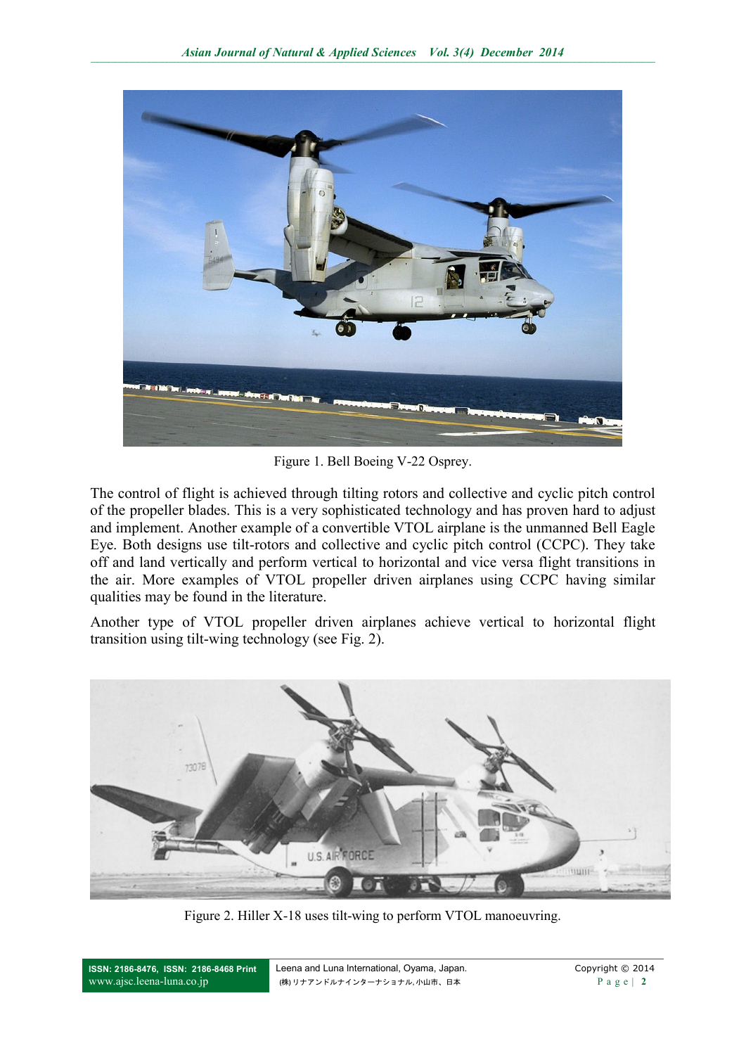Figure 1. Bell Boeing V-22 Osprey.

The control of flight is achieved through tilting rotors and collective and cyclic pitch control of the propeller blades. This is a very sophisticated technology and has proven hard to adjust and implement. Another example of a convertible VTOL airplane is the unmanned Bell Eagle Eye. Both designs use tilt-rotors and collective and cyclic pitch control (CCPC). They take off and land vertically and perform vertical to horizontal and vice versa flight transitions in the air. More examples of VTOL propeller driven airplanes using CCPC having similar qualities may be found in the literature.

Another type of VTOL propeller driven airplanes achieve vertical to horizontal flight transition using tilt-wing technology (see Fig. 2).

Figure 2. Hiller X-18 uses tilt-wing to perform VTOL manoeuvring.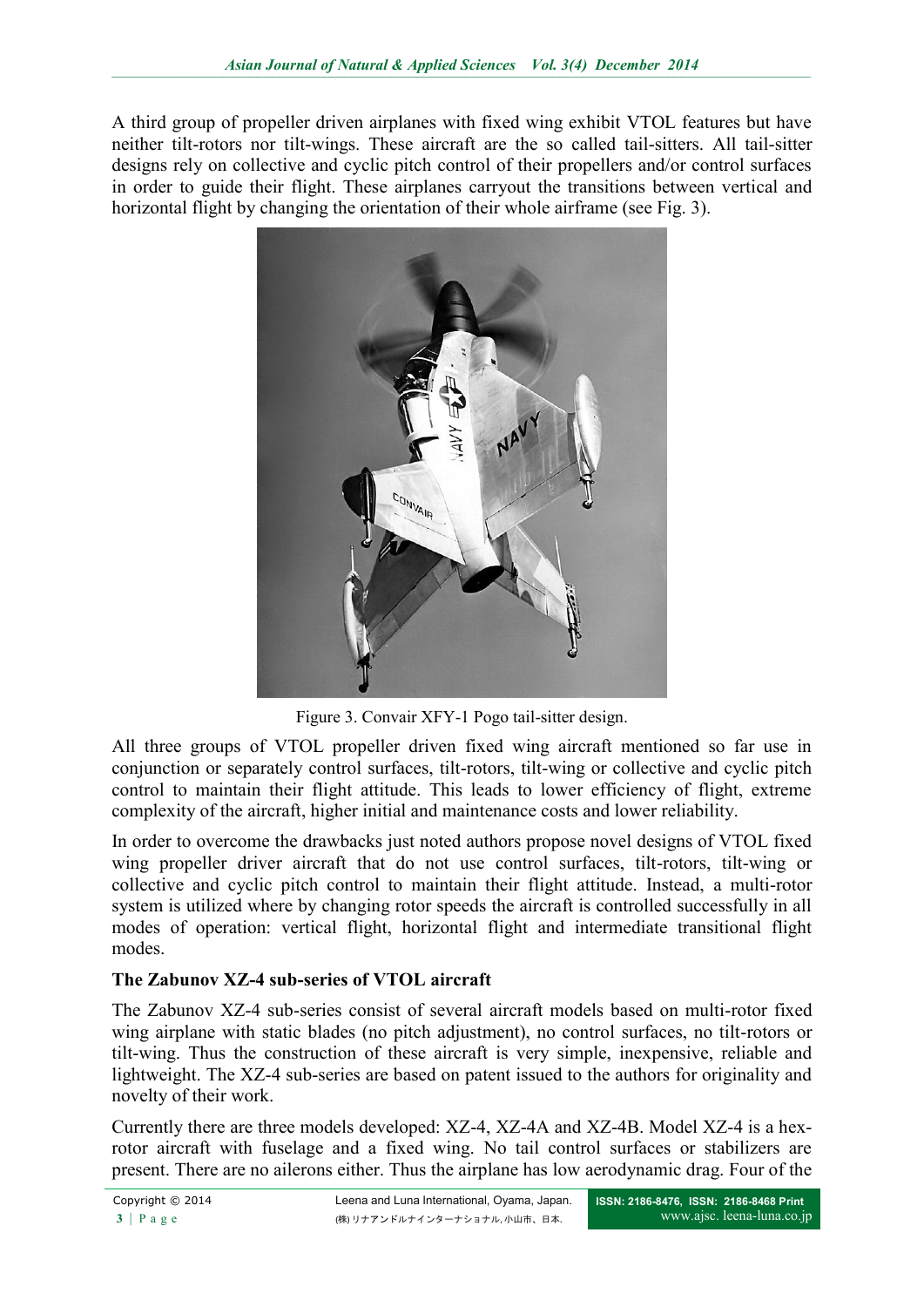A third group of propeller driven airplanes with fixed wing exhibit VTOL features but have neither tilt-rotors nor tilt-wings. These aircraft are the so called tail-sitters. All tail-sitter designs rely on collective and cyclic pitch control of their propellers and/or control surfaces in order to guide their flight. These airplanes carryout the transitions between vertical and horizontal flight by changing the orientation of their whole airframe (see Fig. 3).

Figure 3. Convair XFY-1 Pogo tail-sitter design.

All three groups of VTOL propeller driven fixed wing aircraft mentioned so far use in conjunction or separately control surfaces, tilt-rotors, tilt-wing or collective and cyclic pitch control to maintain their flight attitude. This leads to lower efficiency of flight, extreme complexity of the aircraft, higher initial and maintenance costs and lower reliability.

In order to overcome the drawbacks just noted authors propose novel designs of VTOL fixed wing propeller driver aircraft that do not use control surfaces, tilt-rotors, tilt-wing or collective and cyclic pitch control to maintain their flight attitude. Instead, a multi-rotor system is utilized where by changing rotor speeds the aircraft is controlled successfully in all modes of operation: vertical flight, horizontal flight and intermediate transitional flight modes.

**The Zabunov XZ-4 sub-series of VTOL aircraft**

The Zabunov XZ-4 sub-series consist of several aircraft models based on multi-rotor fixed wing airplane with static blades (no pitch adjustment), no control surfaces, no tilt-rotors or tilt-wing. Thus the construction of these aircraft is very simple, inexpensive, reliable and lightweight. The XZ-4 sub-series are based on patent issued to the authors for originality and novelty of their work.

Currently there are three models developed: XZ-4, XZ-4A and XZ-4B. Model XZ-4 is a hex-rotor aircraft with fuselage and a fixed wing. No tail control surfaces or stabilizers are present. There are no ailerons either. Thus the airplane has low aerodynamic drag. Four of the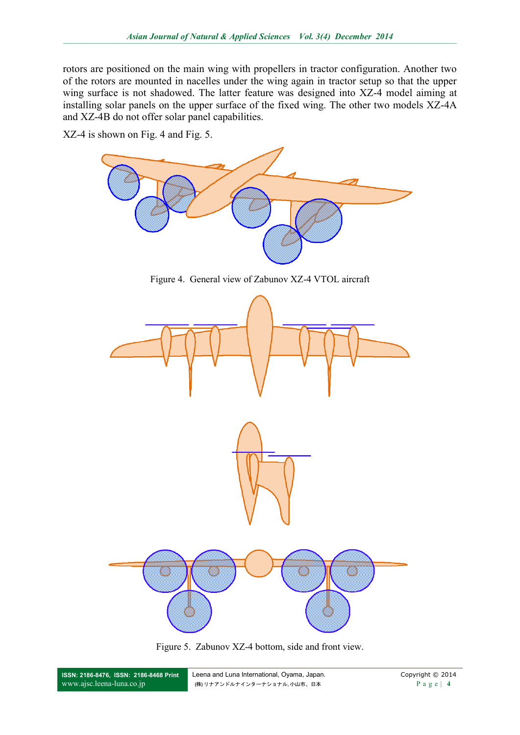rotors are positioned on the main wing with propellers in tractor configuration. Another two of the rotors are mounted in nacelles under the wing again in tractor setup so that the upper wing surface is not shadowed. The latter feature was designed into XZ-4 model aiming at installing solar panels on the upper surface of the fixed wing. The other two models XZ-4A and XZ-4B do not offer solar panel capabilities.

XZ-4 is shown on Fig. 4 and Fig. 5.

Figure 4. General view of Zabunov XZ-4 VTOL aircraft

Figure 5. Zabunov XZ-4 bottom, side and front view.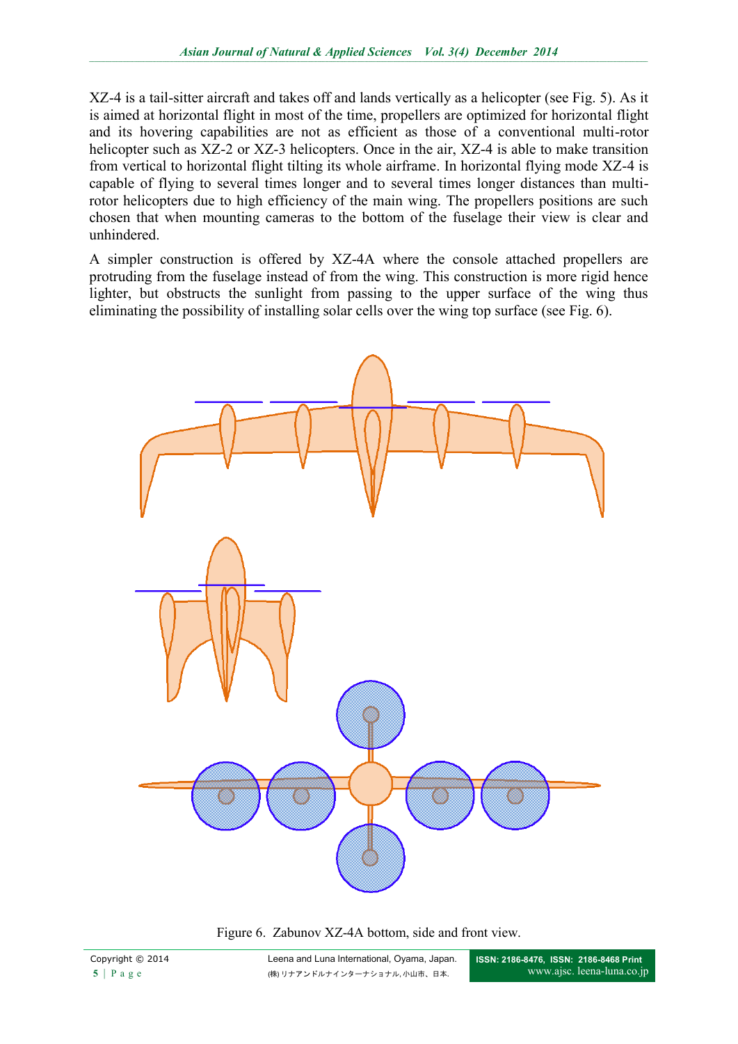XZ-4 is a tail-sitter aircraft and takes off and lands vertically as a helicopter (see Fig. 5). As it is aimed at horizontal flight in most of the time, propellers are optimized for horizontal flight and its hovering capabilities are not as efficient as those of a conventional multi-rotor helicopter such as XZ-2 or XZ-3 helicopters. Once in the air, XZ-4 is able to make transition from vertical to horizontal flight tilting its whole airframe. In horizontal flying mode XZ-4 is capable of flying to several times longer and to several times longer distances than multi-rotor helicopters due to high efficiency of the main wing. The propellers positions are such chosen that when mounting cameras to the bottom of the fuselage their view is clear and unhindered.

A simpler construction is offered by XZ-4A where the console attached propellers are protruding from the fuselage instead of from the wing. This construction is more rigid hence lighter, but obstructs the sunlight from passing to the upper surface of the wing thus eliminating the possibility of installing solar cells over the wing top surface (see Fig. 6).

Figure 6. Zabunov XZ-4A bottom, side and front view.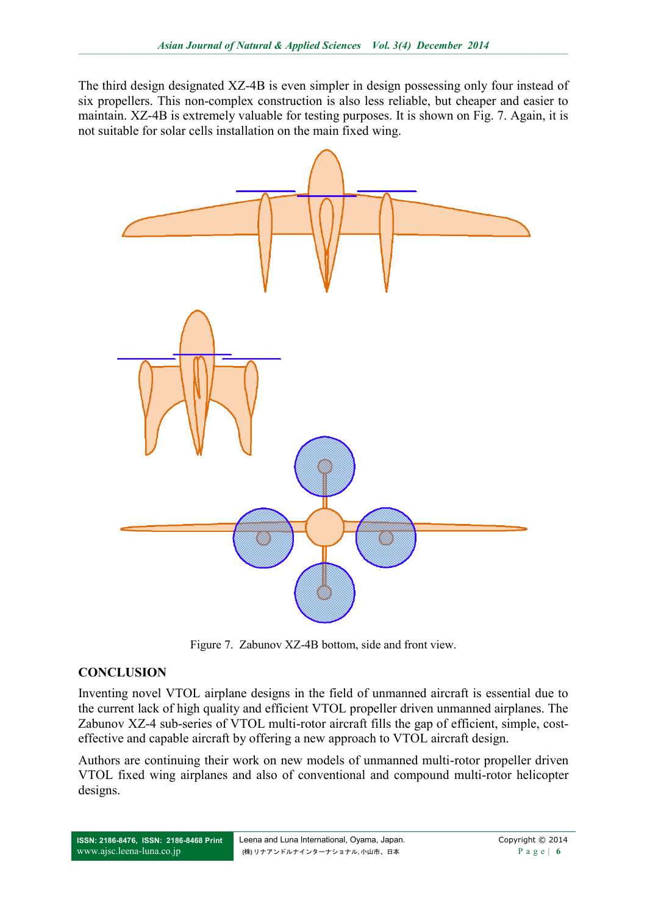The third design designated XZ-4B is even simpler in design possessing only four instead of six propellers. This non-complex construction is also less reliable, but cheaper and easier to maintain. XZ-4B is extremely valuable for testing purposes. It is shown on Fig. 7. Again, it is not suitable for solar cells installation on the main fixed wing.

Figure 7. Zabunov XZ-4B bottom, side and front view.

## CONCLUSION

Inventing novel VTOL airplane designs in the field of unmanned aircraft is essential due to the current lack of high quality and efficient VTOL propeller driven unmanned airplanes. The Zabunov XZ-4 sub-series of VTOL multi-rotor aircraft fills the gap of efficient, simple, cost-effective and capable aircraft by offering a new approach to VTOL aircraft design.

Authors are continuing their work on new models of unmanned multi-rotor propeller driven VTOL fixed wing airplanes and also of conventional and compound multi-rotor helicopter designs.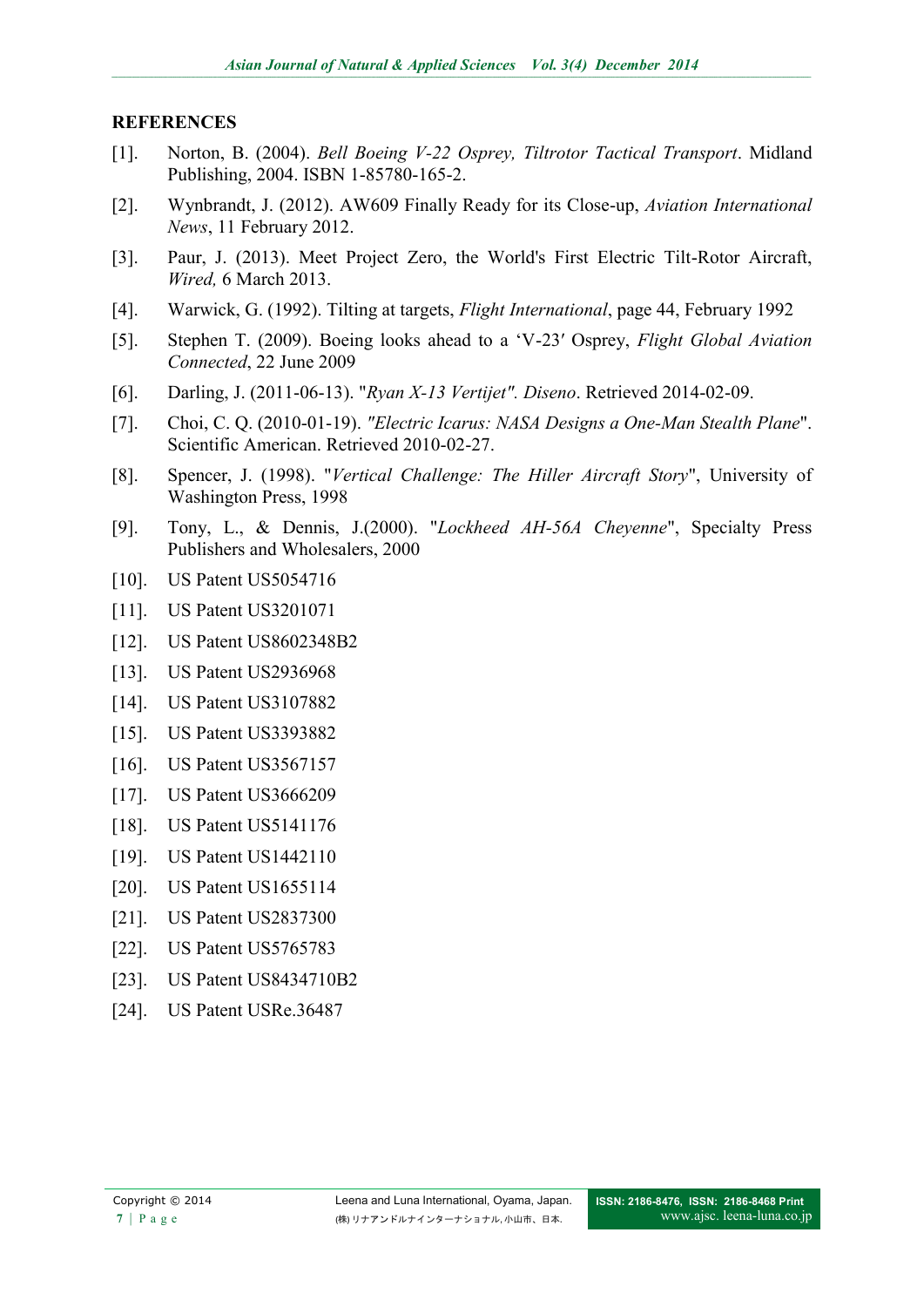## REFERENCES

[1]. Norton, B. (2004). *Bell Boeing V-22 Osprey, Tiltrotor Tactical Transport*. Midland Publishing, 2004. ISBN 1-85780-165-2.

[2]. Wynbrandt, J. (2012). AW609 Finally Ready for its Close-up, *Aviation International News*, 11 February 2012.

[3]. Paur, J. (2013). Meet Project Zero, the World's First Electric Tilt-Rotor Aircraft, *Wired,* 6 March 2013.

[4]. Warwick, G. (1992). Tilting at targets, *Flight International*, page 44, February 1992

[5]. Stephen T. (2009). Boeing looks ahead to a 'V-23′ Osprey, *Flight Global Aviation Connected*, 22 June 2009

[6]. Darling, J. (2011-06-13). "*Ryan X-13 Vertijet". Diseno*. Retrieved 2014-02-09.

[7]. Choi, C. Q. (2010-01-19). *"Electric Icarus: NASA Designs a One-Man Stealth Plane*". Scientific American. Retrieved 2010-02-27.

[8]. Spencer, J. (1998). "*Vertical Challenge: The Hiller Aircraft Story*", University of Washington Press, 1998

[9]. Tony, L., & Dennis, J.(2000). "*Lockheed AH-56A Cheyenne*", Specialty Press Publishers and Wholesalers, 2000

[10]. US Patent US5054716

[11]. US Patent US3201071

[12]. US Patent US8602348B2

[13]. US Patent US2936968

[14]. US Patent US3107882

[15]. US Patent US3393882

[16]. US Patent US3567157

[17]. US Patent US3666209

[18]. US Patent US5141176

[19]. US Patent US1442110

[20]. US Patent US1655114

[21]. US Patent US2837300

[22]. US Patent US5765783

[23]. US Patent US8434710B2

[24]. US Patent USRe.36487